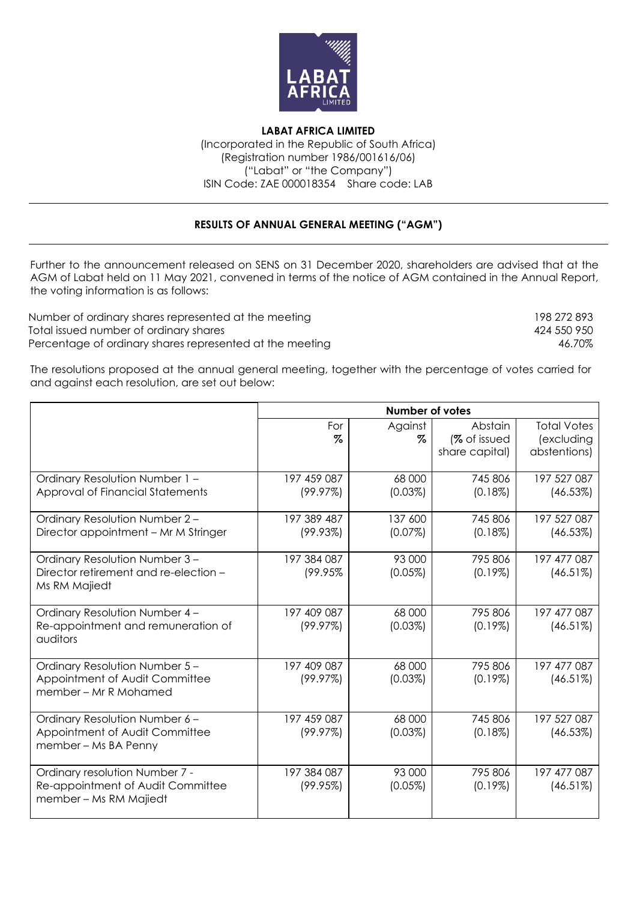**LABAT AFRICA LIMITED**

(Incorporated in the Republic of South Africa)
(Registration number 1986/001616/06)
("Labat" or "the Company")
ISIN Code: ZAE 000018354 Share code: LAB

## RESULTS OF ANNUAL GENERAL MEETING ("AGM")

Further to the announcement released on SENS on 31 December 2020, shareholders are advised that at the AGM of Labat held on 11 May 2021, convened in terms of the notice of AGM contained in the Annual Report, the voting information is as follows:

| | |
|---|---|
| Number of ordinary shares represented at the meeting | 198 272 893 |
| Total issued number of ordinary shares | 424 550 950 |
| Percentage of ordinary shares represented at the meeting | 46.70% |

The resolutions proposed at the annual general meeting, together with the percentage of votes carried for and against each resolution, are set out below:

| | Number of votes | | | |
|---|---|---|---|---|
| | For % | Against % | Abstain (% of issued share capital) | Total Votes (excluding abstentions) |
| Ordinary Resolution Number 1 – Approval of Financial Statements | 197 459 087 (99.97%) | 68 000 (0.03%) | 745 806 (0.18%) | 197 527 087 (46.53%) |
| Ordinary Resolution Number 2 – Director appointment – Mr M Stringer | 197 389 487 (99.93%) | 137 600 (0.07%) | 745 806 (0.18%) | 197 527 087 (46.53%) |
| Ordinary Resolution Number 3 – Director retirement and re-election – Ms RM Majiedt | 197 384 087 (99.95% | 93 000 (0.05%) | 795 806 (0.19%) | 197 477 087 (46.51%) |
| Ordinary Resolution Number 4 – Re-appointment and remuneration of auditors | 197 409 087 (99.97%) | 68 000 (0.03%) | 795 806 (0.19%) | 197 477 087 (46.51%) |
| Ordinary Resolution Number 5 – Appointment of Audit Committee member – Mr R Mohamed | 197 409 087 (99.97%) | 68 000 (0.03%) | 795 806 (0.19%) | 197 477 087 (46.51%) |
| Ordinary Resolution Number 6 – Appointment of Audit Committee member – Ms BA Penny | 197 459 087 (99.97%) | 68 000 (0.03%) | 745 806 (0.18%) | 197 527 087 (46.53%) |
| Ordinary resolution Number 7 - Re-appointment of Audit Committee member – Ms RM Majiedt | 197 384 087 (99.95%) | 93 000 (0.05%) | 795 806 (0.19%) | 197 477 087 (46.51%) |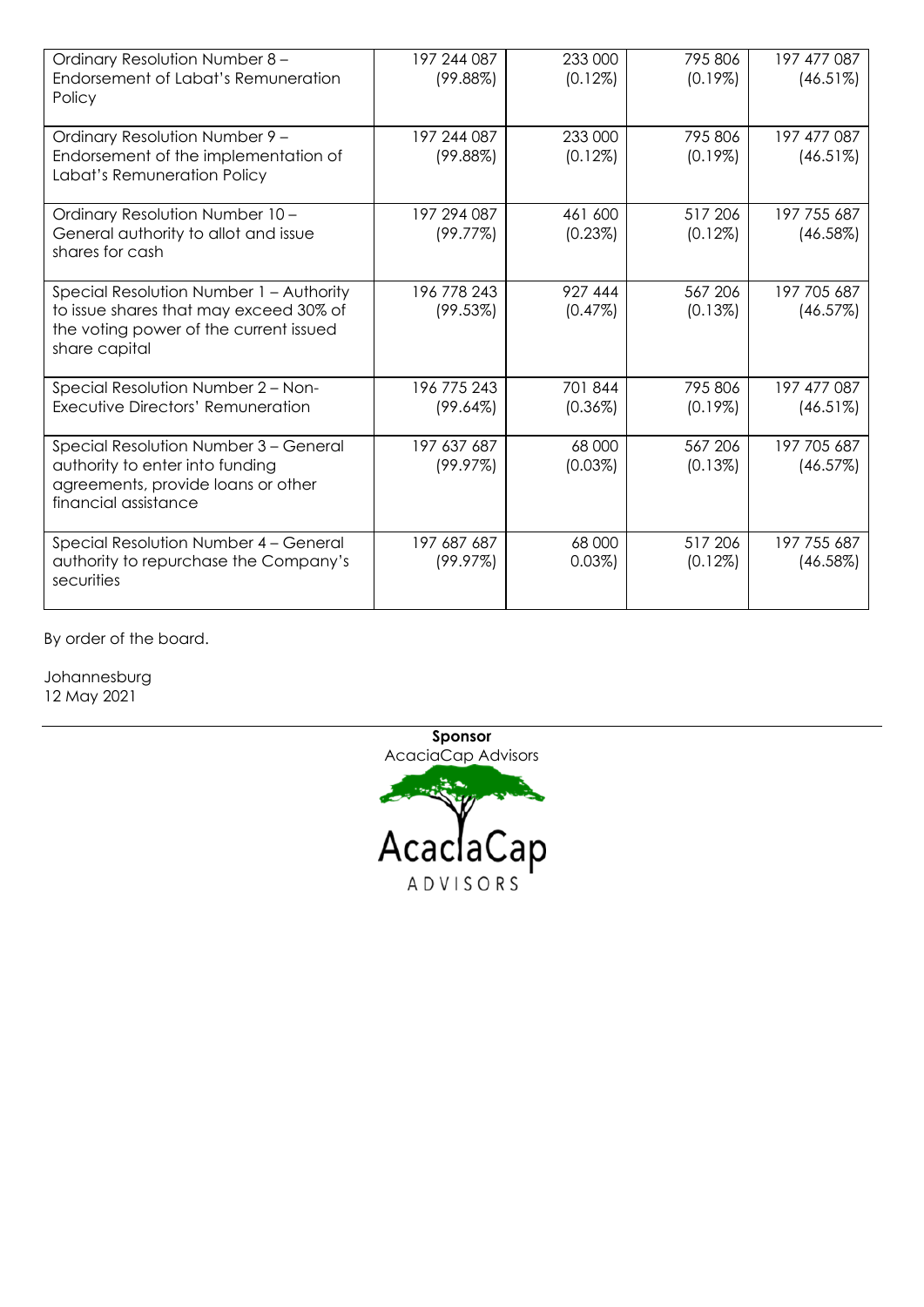| | | | | |
|---|---|---|---|---|
| Ordinary Resolution Number 8 – Endorsement of Labat's Remuneration Policy | 197 244 087 (99.88%) | 233 000 (0.12%) | 795 806 (0.19%) | 197 477 087 (46.51%) |
| Ordinary Resolution Number 9 – Endorsement of the implementation of Labat's Remuneration Policy | 197 244 087 (99.88%) | 233 000 (0.12%) | 795 806 (0.19%) | 197 477 087 (46.51%) |
| Ordinary Resolution Number 10 – General authority to allot and issue shares for cash | 197 294 087 (99.77%) | 461 600 (0.23%) | 517 206 (0.12%) | 197 755 687 (46.58%) |
| Special Resolution Number 1 – Authority to issue shares that may exceed 30% of the voting power of the current issued share capital | 196 778 243 (99.53%) | 927 444 (0.47%) | 567 206 (0.13%) | 197 705 687 (46.57%) |
| Special Resolution Number 2 – Non-Executive Directors' Remuneration | 196 775 243 (99.64%) | 701 844 (0.36%) | 795 806 (0.19%) | 197 477 087 (46.51%) |
| Special Resolution Number 3 – General authority to enter into funding agreements, provide loans or other financial assistance | 197 637 687 (99.97%) | 68 000 (0.03%) | 567 206 (0.13%) | 197 705 687 (46.57%) |
| Special Resolution Number 4 – General authority to repurchase the Company's securities | 197 687 687 (99.97%) | 68 000 0.03%) | 517 206 (0.12%) | 197 755 687 (46.58%) |

By order of the board.

Johannesburg
12 May 2021

**Sponsor**
AcaciaCap Advisors